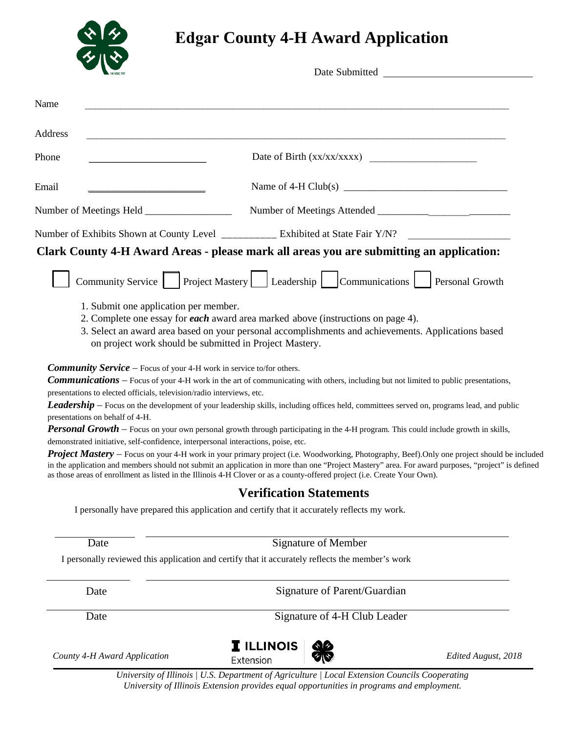# Edgar County 4-H Award Application

Date Submitted ______________________________

Name ________________________________________________________________________________

Address ______________________________________________________________________________

Phone ______________________ Date of Birth (xx/xx/xxxx) ____________________

Email ______________________ Name of 4-H Club(s) ______________________________

Number of Meetings Held ________________ Number of Meetings Attended __________________________

Number of Exhibits Shown at County Level __________ Exhibited at State Fair Y/N? ____________________

**Clark County 4-H Award Areas - please mark all areas you are submitting an application:**

☐ Community Service ☐ Project Mastery ☐ Leadership ☐ Communications ☐ Personal Growth

1. Submit one application per member.
2. Complete one essay for ***each*** award area marked above (instructions on page 4).
3. Select an award area based on your personal accomplishments and achievements. Applications based on project work should be submitted in Project Mastery.

***Community Service*** – Focus of your 4-H work in service to/for others.

***Communications*** – Focus of your 4-H work in the art of communicating with others, including but not limited to public presentations, presentations to elected officials, television/radio interviews, etc.

***Leadership*** – Focus on the development of your leadership skills, including offices held, committees served on, programs lead, and public presentations on behalf of 4-H.

***Personal Growth*** – Focus on your own personal growth through participating in the 4-H program. This could include growth in skills, demonstrated initiative, self-confidence, interpersonal interactions, poise, etc.

***Project Mastery*** – Focus on your 4-H work in your primary project (i.e. Woodworking, Photography, Beef).Only one project should be included in the application and members should not submit an application in more than one "Project Mastery" area. For award purposes, "project" is defined as those areas of enrollment as listed in the Illinois 4-H Clover or as a county-offered project (i.e. Create Your Own).

## Verification Statements

I personally have prepared this application and certify that it accurately reflects my work.

______________ ________________________________________

Date Signature of Member

I personally reviewed this application and certify that it accurately reflects the member's work

______________ ________________________________________

Date Signature of Parent/Guardian

______________ ________________________________________

Date Signature of 4-H Club Leader

*County 4-H Award Application* ILLINOIS Extension *Edited August, 2018*

*University of Illinois | U.S. Department of Agriculture | Local Extension Councils Cooperating*
*University of Illinois Extension provides equal opportunities in programs and employment.*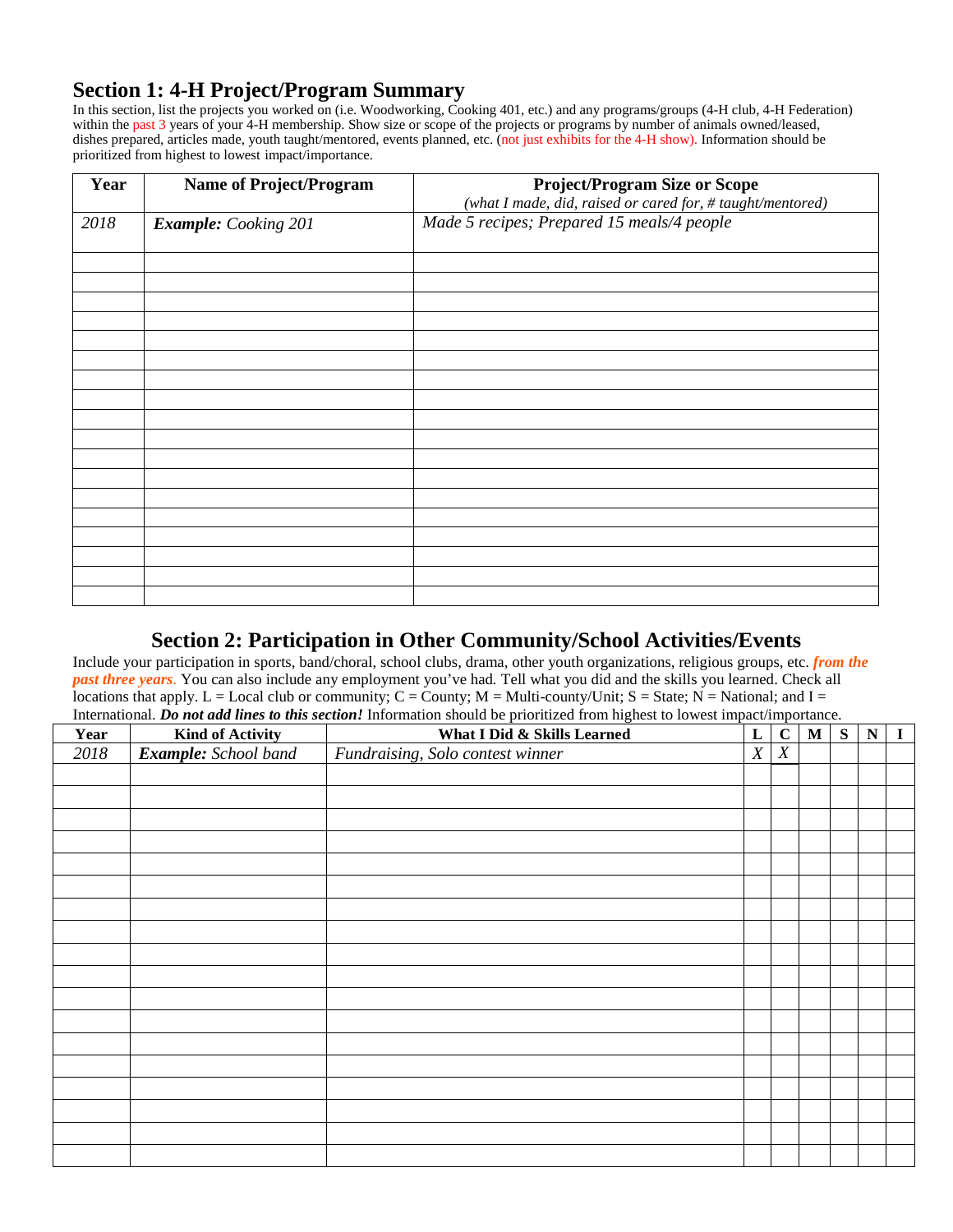## Section 1: 4-H Project/Program Summary

In this section, list the projects you worked on (i.e. Woodworking, Cooking 401, etc.) and any programs/groups (4-H club, 4-H Federation) within the past 3 years of your 4-H membership. Show size or scope of the projects or programs by number of animals owned/leased, dishes prepared, articles made, youth taught/mentored, events planned, etc. (not just exhibits for the 4-H show). Information should be prioritized from highest to lowest impact/importance.

| Year | Name of Project/Program | Project/Program Size or Scope (*what I made, did, raised or cared for, # taught/mentored*) |
|---|---|---|
| *2018* | ***Example:*** *Cooking 201* | *Made 5 recipes; Prepared 15 meals/4 people* |
| | | |
| | | |
| | | |
| | | |
| | | |
| | | |
| | | |
| | | |
| | | |
| | | |
| | | |
| | | |
| | | |
| | | |
| | | |
| | | |
| | | |
| | | |

## Section 2: Participation in Other Community/School Activities/Events

Include your participation in sports, band/choral, school clubs, drama, other youth organizations, religious groups, etc. ***from the past three years***. You can also include any employment you've had. Tell what you did and the skills you learned. Check all locations that apply. L = Local club or community; C = County; M = Multi-county/Unit; S = State; N = National; and I = International. ***Do not add lines to this section!*** Information should be prioritized from highest to lowest impact/importance.

| Year | Kind of Activity | What I Did & Skills Learned | L | C | M | S | N | I |
|---|---|---|---|---|---|---|---|---|
| *2018* | ***Example:*** *School band* | *Fundraising, Solo contest winner* | *X* | *X* | | | | |
| | | | | | | | | |
| | | | | | | | | |
| | | | | | | | | |
| | | | | | | | | |
| | | | | | | | | |
| | | | | | | | | |
| | | | | | | | | |
| | | | | | | | | |
| | | | | | | | | |
| | | | | | | | | |
| | | | | | | | | |
| | | | | | | | | |
| | | | | | | | | |
| | | | | | | | | |
| | | | | | | | | |
| | | | | | | | | |
| | | | | | | | | |
| | | | | | | | | |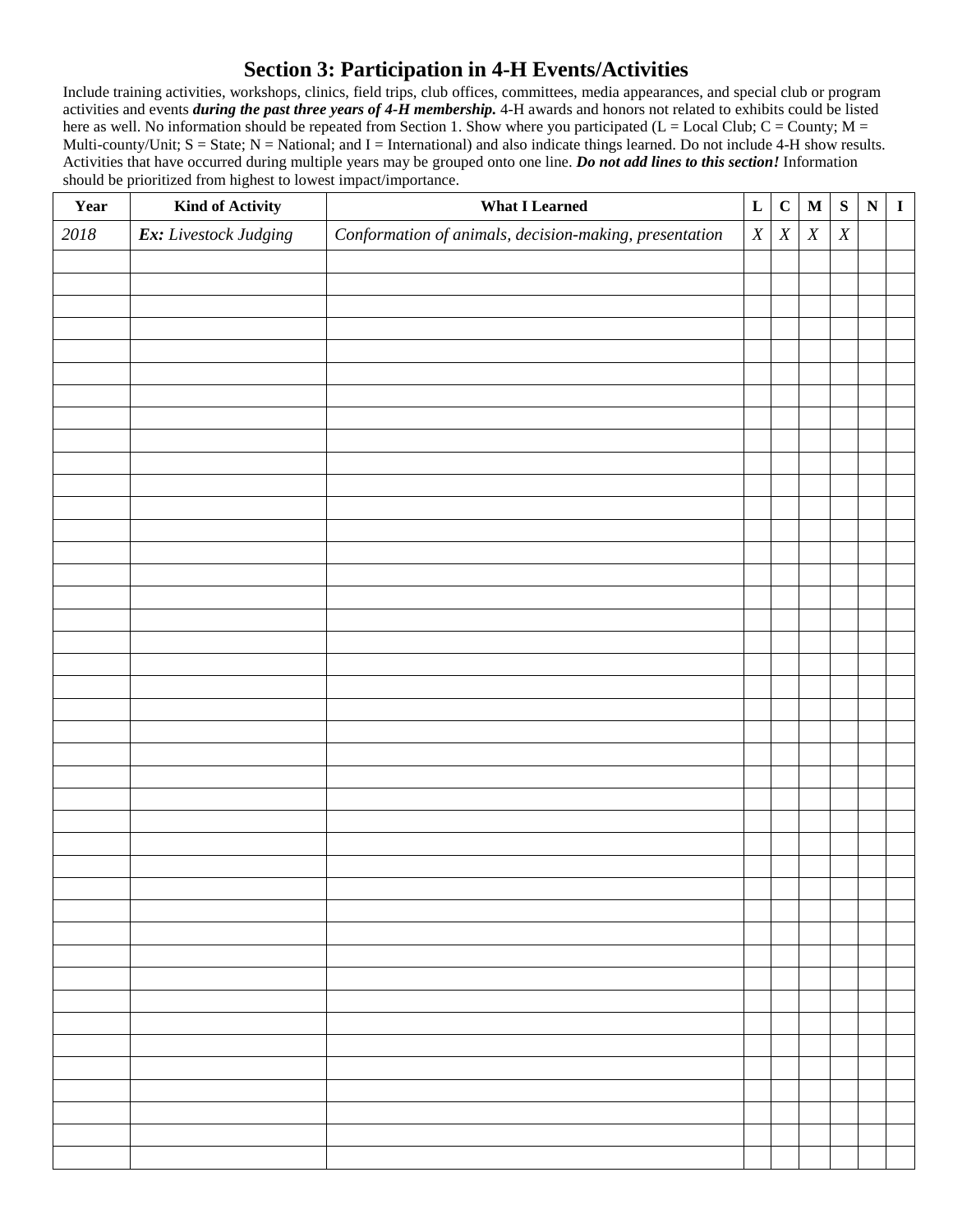# Section 3: Participation in 4-H Events/Activities

Include training activities, workshops, clinics, field trips, club offices, committees, media appearances, and special club or program activities and events ***during the past three years of 4-H membership.*** 4-H awards and honors not related to exhibits could be listed here as well. No information should be repeated from Section 1. Show where you participated (L = Local Club; C = County; M = Multi-county/Unit; S = State; N = National; and I = International) and also indicate things learned. Do not include 4-H show results. Activities that have occurred during multiple years may be grouped onto one line. ***Do not add lines to this section!*** Information should be prioritized from highest to lowest impact/importance.

| Year | Kind of Activity | What I Learned | L | C | M | S | N | I |
|---|---|---|---|---|---|---|---|---|
| *2018* | ***Ex:*** *Livestock Judging* | *Conformation of animals, decision-making, presentation* | *X* | *X* | *X* | *X* | | |
| | | | | | | | | |
| | | | | | | | | |
| | | | | | | | | |
| | | | | | | | | |
| | | | | | | | | |
| | | | | | | | | |
| | | | | | | | | |
| | | | | | | | | |
| | | | | | | | | |
| | | | | | | | | |
| | | | | | | | | |
| | | | | | | | | |
| | | | | | | | | |
| | | | | | | | | |
| | | | | | | | | |
| | | | | | | | | |
| | | | | | | | | |
| | | | | | | | | |
| | | | | | | | | |
| | | | | | | | | |
| | | | | | | | | |
| | | | | | | | | |
| | | | | | | | | |
| | | | | | | | | |
| | | | | | | | | |
| | | | | | | | | |
| | | | | | | | | |
| | | | | | | | | |
| | | | | | | | | |
| | | | | | | | | |
| | | | | | | | | |
| | | | | | | | | |
| | | | | | | | | |
| | | | | | | | | |
| | | | | | | | | |
| | | | | | | | | |
| | | | | | | | | |
| | | | | | | | | |
| | | | | | | | | |
| | | | | | | | | |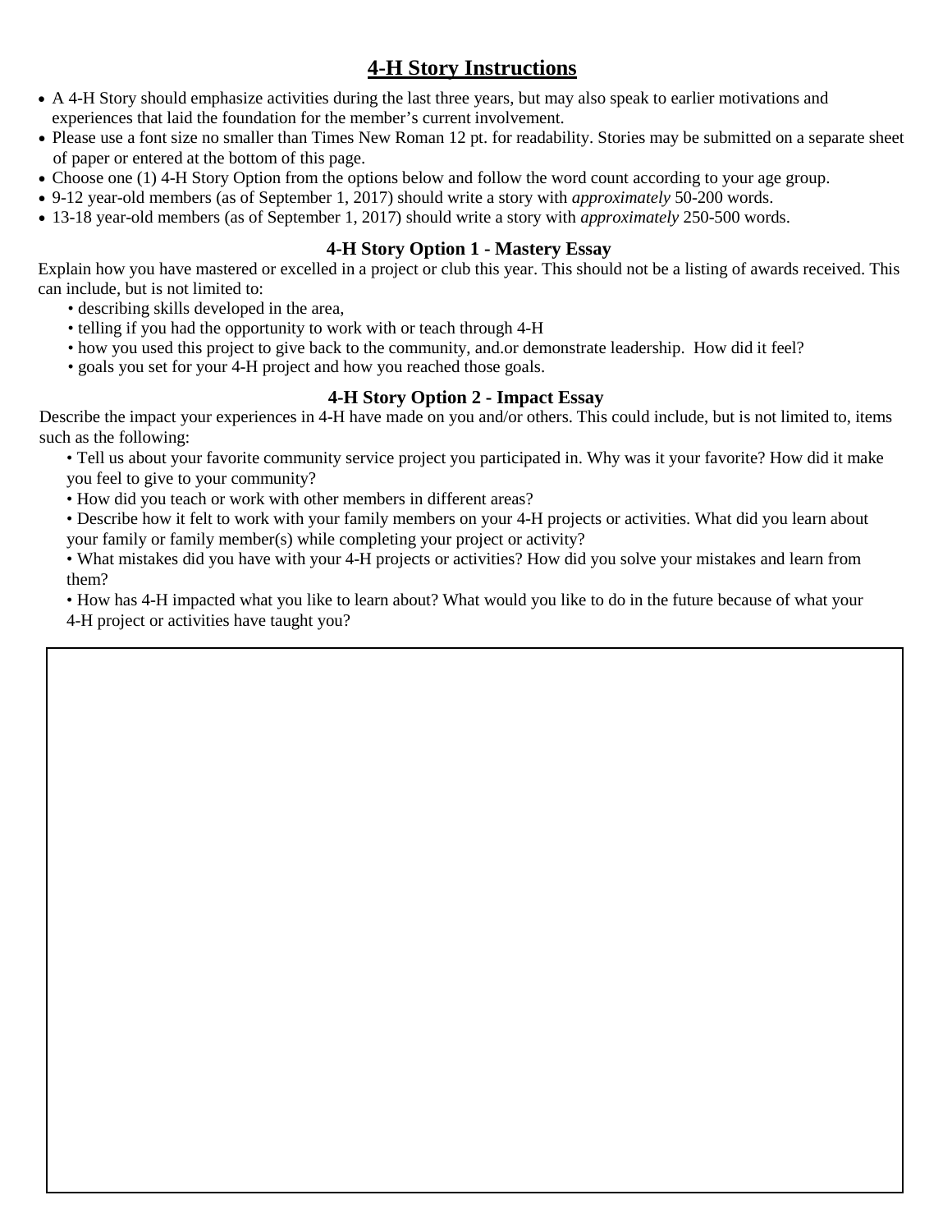# 4-H Story Instructions

- A 4-H Story should emphasize activities during the last three years, but may also speak to earlier motivations and experiences that laid the foundation for the member's current involvement.
- Please use a font size no smaller than Times New Roman 12 pt. for readability. Stories may be submitted on a separate sheet of paper or entered at the bottom of this page.
- Choose one (1) 4-H Story Option from the options below and follow the word count according to your age group.
- 9-12 year-old members (as of September 1, 2017) should write a story with *approximately* 50-200 words.
- 13-18 year-old members (as of September 1, 2017) should write a story with *approximately* 250-500 words.

### 4-H Story Option 1 - Mastery Essay

Explain how you have mastered or excelled in a project or club this year. This should not be a listing of awards received. This can include, but is not limited to:

- describing skills developed in the area,
- telling if you had the opportunity to work with or teach through 4-H
- how you used this project to give back to the community, and.or demonstrate leadership. How did it feel?
- goals you set for your 4-H project and how you reached those goals.

### 4-H Story Option 2 - Impact Essay

Describe the impact your experiences in 4-H have made on you and/or others. This could include, but is not limited to, items such as the following:

- Tell us about your favorite community service project you participated in. Why was it your favorite? How did it make you feel to give to your community?
- How did you teach or work with other members in different areas?
- Describe how it felt to work with your family members on your 4-H projects or activities. What did you learn about your family or family member(s) while completing your project or activity?
- What mistakes did you have with your 4-H projects or activities? How did you solve your mistakes and learn from them?
- How has 4-H impacted what you like to learn about? What would you like to do in the future because of what your 4-H project or activities have taught you?